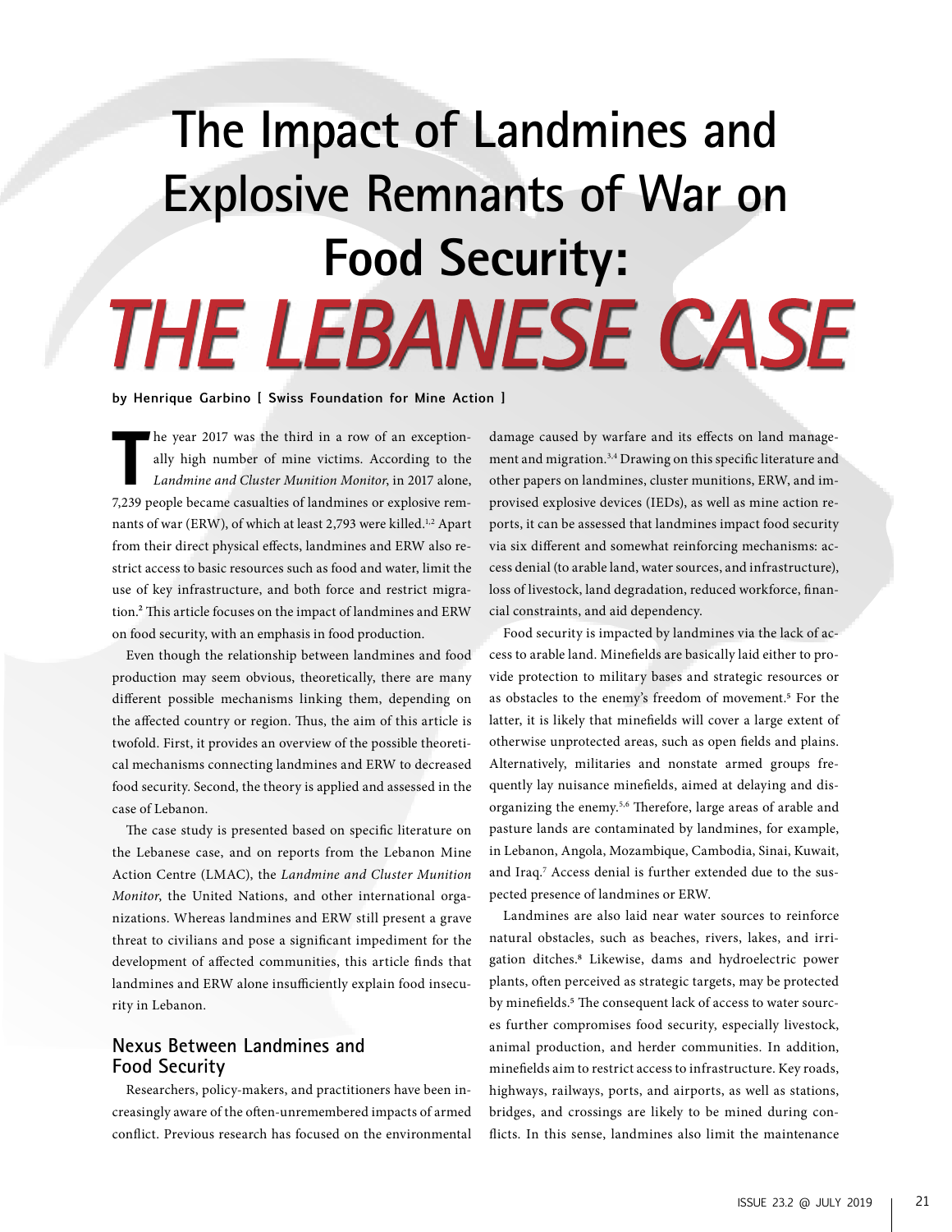# The Impact of Landmines and Explosive Remnants of War on Food Security: THE LEBANESE CASE

**by Henrique Garbino [ Swiss Foundation for Mine Action ]**

The year 2017 was the third in a row of an exceptionally high number of mine victims. According to the *Landmine and Cluster Munition Monitor*, in 2017 alone, 7,239 people became casualties of landmines or explosive remnants of war (ERW), of which at least 2,793 were killed.[1,2] Apart from their direct physical effects, landmines and ERW also restrict access to basic resources such as food and water, limit the use of key infrastructure, and both force and restrict migration.[2] This article focuses on the impact of landmines and ERW on food security, with an emphasis in food production.

Even though the relationship between landmines and food production may seem obvious, theoretically, there are many different possible mechanisms linking them, depending on the affected country or region. Thus, the aim of this article is twofold. First, it provides an overview of the possible theoretical mechanisms connecting landmines and ERW to decreased food security. Second, the theory is applied and assessed in the case of Lebanon.

The case study is presented based on specific literature on the Lebanese case, and on reports from the Lebanon Mine Action Centre (LMAC), the *Landmine and Cluster Munition Monitor*, the United Nations, and other international organizations. Whereas landmines and ERW still present a grave threat to civilians and pose a significant impediment for the development of affected communities, this article finds that landmines and ERW alone insufficiently explain food insecurity in Lebanon.

## Nexus Between Landmines and Food Security

Researchers, policy-makers, and practitioners have been increasingly aware of the often-unremembered impacts of armed conflict. Previous research has focused on the environmental damage caused by warfare and its effects on land management and migration.[3,4] Drawing on this specific literature and other papers on landmines, cluster munitions, ERW, and improvised explosive devices (IEDs), as well as mine action reports, it can be assessed that landmines impact food security via six different and somewhat reinforcing mechanisms: access denial (to arable land, water sources, and infrastructure), loss of livestock, land degradation, reduced workforce, financial constraints, and aid dependency.

Food security is impacted by landmines via the lack of access to arable land. Minefields are basically laid either to provide protection to military bases and strategic resources or as obstacles to the enemy's freedom of movement.[5] For the latter, it is likely that minefields will cover a large extent of otherwise unprotected areas, such as open fields and plains. Alternatively, militaries and nonstate armed groups frequently lay nuisance minefields, aimed at delaying and disorganizing the enemy.[5,6] Therefore, large areas of arable and pasture lands are contaminated by landmines, for example, in Lebanon, Angola, Mozambique, Cambodia, Sinai, Kuwait, and Iraq.[7] Access denial is further extended due to the suspected presence of landmines or ERW.

Landmines are also laid near water sources to reinforce natural obstacles, such as beaches, rivers, lakes, and irrigation ditches.[8] Likewise, dams and hydroelectric power plants, often perceived as strategic targets, may be protected by minefields.[5] The consequent lack of access to water sources further compromises food security, especially livestock, animal production, and herder communities. In addition, minefields aim to restrict access to infrastructure. Key roads, highways, railways, ports, and airports, as well as stations, bridges, and crossings are likely to be mined during conflicts. In this sense, landmines also limit the maintenance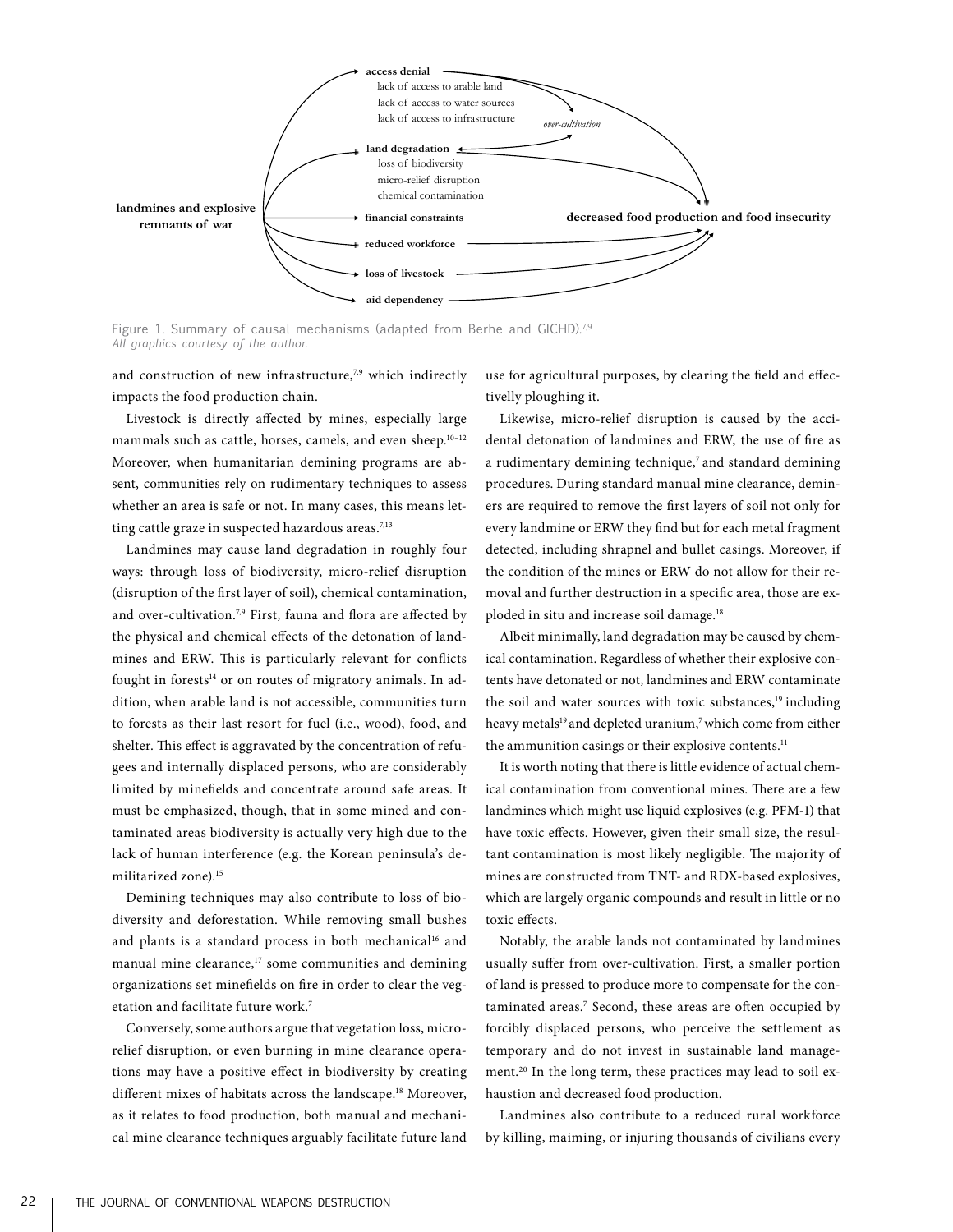**landmines and explosive remnants of war**

- **access denial**
  - lack of access to arable land
  - lack of access to water sources
  - lack of access to infrastructure
- *over-cultivation*
- **land degradation**
  - loss of biodiversity
  - micro-relief disruption
  - chemical contamination
- **financial constraints**
- **reduced workforce**
- **loss of livestock**
- **aid dependency**

**decreased food production and food insecurity**

Figure 1. Summary of causal mechanisms (adapted from Berhe and GICHD).[7,9]
*All graphics courtesy of the author.*

and construction of new infrastructure,[7,9] which indirectly impacts the food production chain.

Livestock is directly affected by mines, especially large mammals such as cattle, horses, camels, and even sheep.[10–12] Moreover, when humanitarian demining programs are absent, communities rely on rudimentary techniques to assess whether an area is safe or not. In many cases, this means letting cattle graze in suspected hazardous areas.[7,13]

Landmines may cause land degradation in roughly four ways: through loss of biodiversity, micro-relief disruption (disruption of the first layer of soil), chemical contamination, and over-cultivation.[7,9] First, fauna and flora are affected by the physical and chemical effects of the detonation of landmines and ERW. This is particularly relevant for conflicts fought in forests[14] or on routes of migratory animals. In addition, when arable land is not accessible, communities turn to forests as their last resort for fuel (i.e., wood), food, and shelter. This effect is aggravated by the concentration of refugees and internally displaced persons, who are considerably limited by minefields and concentrate around safe areas. It must be emphasized, though, that in some mined and contaminated areas biodiversity is actually very high due to the lack of human interference (e.g. the Korean peninsula's demilitarized zone).[15]

Demining techniques may also contribute to loss of biodiversity and deforestation. While removing small bushes and plants is a standard process in both mechanical[16] and manual mine clearance,[17] some communities and demining organizations set minefields on fire in order to clear the vegetation and facilitate future work.[7]

Conversely, some authors argue that vegetation loss, micro-relief disruption, or even burning in mine clearance operations may have a positive effect in biodiversity by creating different mixes of habitats across the landscape.[18] Moreover, as it relates to food production, both manual and mechanical mine clearance techniques arguably facilitate future land use for agricultural purposes, by clearing the field and effectivelly ploughing it.

Likewise, micro-relief disruption is caused by the accidental detonation of landmines and ERW, the use of fire as a rudimentary demining technique,[7] and standard demining procedures. During standard manual mine clearance, deminers are required to remove the first layers of soil not only for every landmine or ERW they find but for each metal fragment detected, including shrapnel and bullet casings. Moreover, if the condition of the mines or ERW do not allow for their removal and further destruction in a specific area, those are exploded in situ and increase soil damage.[18]

Albeit minimally, land degradation may be caused by chemical contamination. Regardless of whether their explosive contents have detonated or not, landmines and ERW contaminate the soil and water sources with toxic substances,[19] including heavy metals[19] and depleted uranium,[7] which come from either the ammunition casings or their explosive contents.[11]

It is worth noting that there is little evidence of actual chemical contamination from conventional mines. There are a few landmines which might use liquid explosives (e.g. PFM-1) that have toxic effects. However, given their small size, the resultant contamination is most likely negligible. The majority of mines are constructed from TNT- and RDX-based explosives, which are largely organic compounds and result in little or no toxic effects.

Notably, the arable lands not contaminated by landmines usually suffer from over-cultivation. First, a smaller portion of land is pressed to produce more to compensate for the contaminated areas.[7] Second, these areas are often occupied by forcibly displaced persons, who perceive the settlement as temporary and do not invest in sustainable land management.[20] In the long term, these practices may lead to soil exhaustion and decreased food production.

Landmines also contribute to a reduced rural workforce by killing, maiming, or injuring thousands of civilians every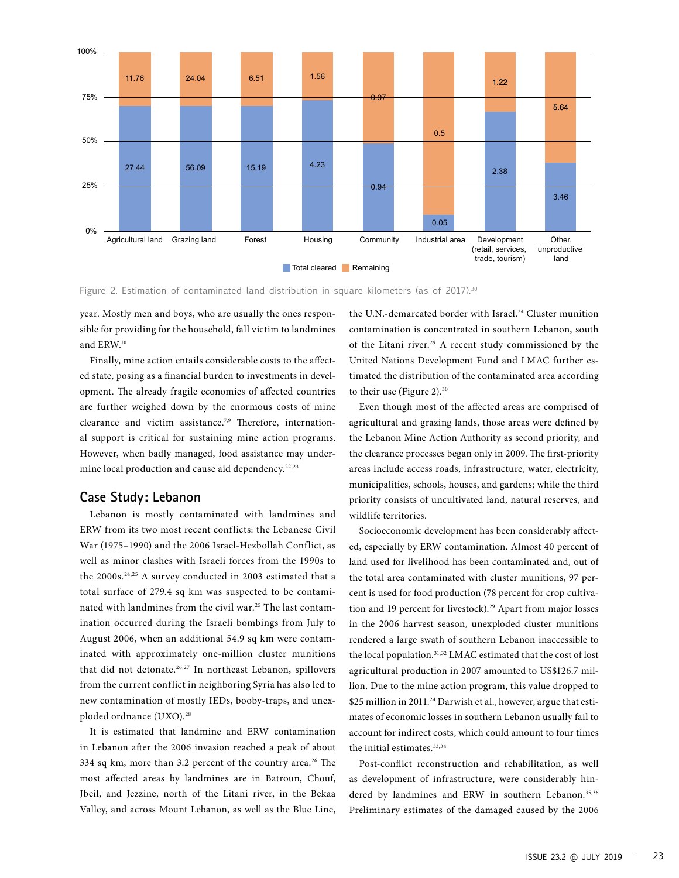| | Agricultural land | Grazing land | Forest | Housing | Community | Industrial area | Development (retail, services, trade, tourism) | Other, unproductive land |
|---|---|---|---|---|---|---|---|---|
| Total cleared | 27.44 | 56.09 | 15.19 | 4.23 | 0.94 | 0.05 | 2.38 | 3.46 |
| Remaining | 11.76 | 24.04 | 6.51 | 1.56 | 0.97 | 0.5 | 1.22 | 5.64 |

Figure 2. Estimation of contaminated land distribution in square kilometers (as of 2017).[30]

year. Mostly men and boys, who are usually the ones responsible for providing for the household, fall victim to landmines and ERW.[10]

Finally, mine action entails considerable costs to the affected state, posing as a financial burden to investments in development. The already fragile economies of affected countries are further weighed down by the enormous costs of mine clearance and victim assistance.[7,9] Therefore, international support is critical for sustaining mine action programs. However, when badly managed, food assistance may undermine local production and cause aid dependency.[22,23]

## Case Study: Lebanon

Lebanon is mostly contaminated with landmines and ERW from its two most recent conflicts: the Lebanese Civil War (1975–1990) and the 2006 Israel-Hezbollah Conflict, as well as minor clashes with Israeli forces from the 1990s to the 2000s.[24,25] A survey conducted in 2003 estimated that a total surface of 279.4 sq km was suspected to be contaminated with landmines from the civil war.[25] The last contamination occurred during the Israeli bombings from July to August 2006, when an additional 54.9 sq km were contaminated with approximately one-million cluster munitions that did not detonate.[26,27] In northeast Lebanon, spillovers from the current conflict in neighboring Syria has also led to new contamination of mostly IEDs, booby-traps, and unexploded ordnance (UXO).[28]

It is estimated that landmine and ERW contamination in Lebanon after the 2006 invasion reached a peak of about 334 sq km, more than 3.2 percent of the country area.[26] The most affected areas by landmines are in Batroun, Chouf, Jbeil, and Jezzine, north of the Litani river, in the Bekaa Valley, and across Mount Lebanon, as well as the Blue Line, the U.N.-demarcated border with Israel.[24] Cluster munition contamination is concentrated in southern Lebanon, south of the Litani river.[29] A recent study commissioned by the United Nations Development Fund and LMAC further estimated the distribution of the contaminated area according to their use (Figure 2).[30]

Even though most of the affected areas are comprised of agricultural and grazing lands, those areas were defined by the Lebanon Mine Action Authority as second priority, and the clearance processes began only in 2009. The first-priority areas include access roads, infrastructure, water, electricity, municipalities, schools, houses, and gardens; while the third priority consists of uncultivated land, natural reserves, and wildlife territories.

Socioeconomic development has been considerably affected, especially by ERW contamination. Almost 40 percent of land used for livelihood has been contaminated and, out of the total area contaminated with cluster munitions, 97 percent is used for food production (78 percent for crop cultivation and 19 percent for livestock).[29] Apart from major losses in the 2006 harvest season, unexploded cluster munitions rendered a large swath of southern Lebanon inaccessible to the local population.[31,32] LMAC estimated that the cost of lost agricultural production in 2007 amounted to US$126.7 million. Due to the mine action program, this value dropped to $25 million in 2011.[24] Darwish et al., however, argue that estimates of economic losses in southern Lebanon usually fail to account for indirect costs, which could amount to four times the initial estimates.[33,34]

Post-conflict reconstruction and rehabilitation, as well as development of infrastructure, were considerably hindered by landmines and ERW in southern Lebanon.[35,36] Preliminary estimates of the damaged caused by the 2006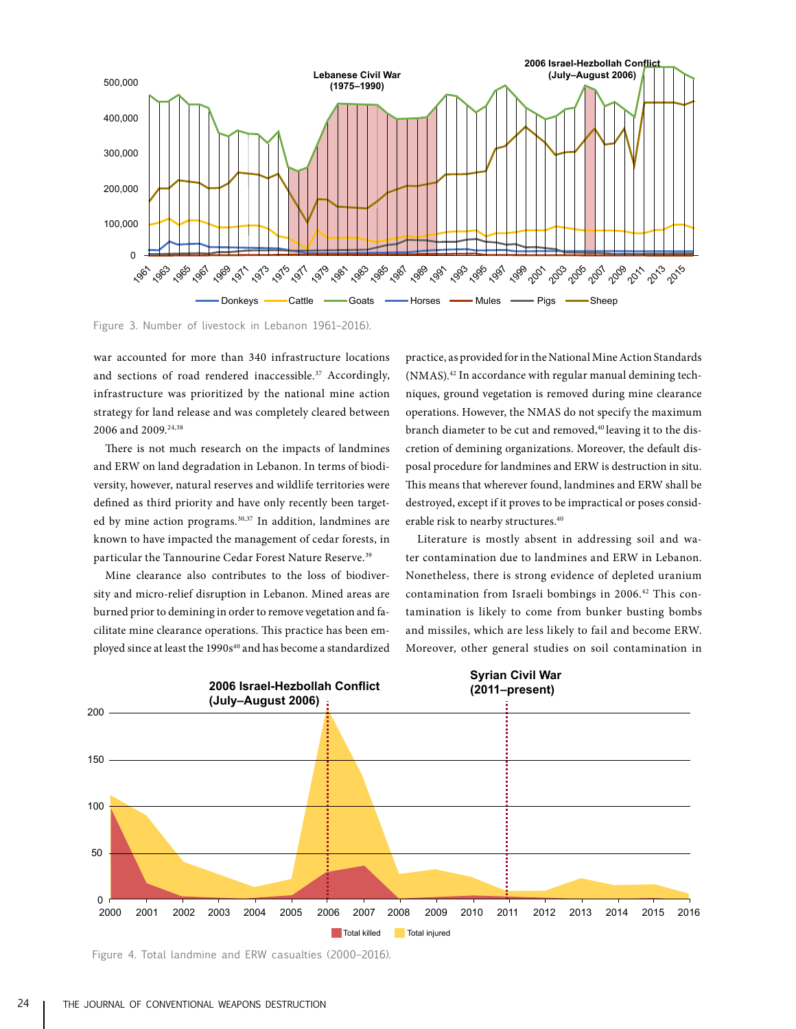Figure 3. Number of livestock in Lebanon 1961–2016).

war accounted for more than 340 infrastructure locations and sections of road rendered inaccessible.[37] Accordingly, infrastructure was prioritized by the national mine action strategy for land release and was completely cleared between 2006 and 2009.[24,38]

There is not much research on the impacts of landmines and ERW on land degradation in Lebanon. In terms of biodiversity, however, natural reserves and wildlife territories were defined as third priority and have only recently been targeted by mine action programs.[30,37] In addition, landmines are known to have impacted the management of cedar forests, in particular the Tannourine Cedar Forest Nature Reserve.[39]

Mine clearance also contributes to the loss of biodiversity and micro-relief disruption in Lebanon. Mined areas are burned prior to demining in order to remove vegetation and facilitate mine clearance operations. This practice has been employed since at least the 1990s[40] and has become a standardized practice, as provided for in the National Mine Action Standards (NMAS).[42] In accordance with regular manual demining techniques, ground vegetation is removed during mine clearance operations. However, the NMAS do not specify the maximum branch diameter to be cut and removed,[40] leaving it to the discretion of demining organizations. Moreover, the default disposal procedure for landmines and ERW is destruction in situ. This means that wherever found, landmines and ERW shall be destroyed, except if it proves to be impractical or poses considerable risk to nearby structures.[40]

Literature is mostly absent in addressing soil and water contamination due to landmines and ERW in Lebanon. Nonetheless, there is strong evidence of depleted uranium contamination from Israeli bombings in 2006.[42] This contamination is likely to come from bunker busting bombs and missiles, which are less likely to fail and become ERW. Moreover, other general studies on soil contamination in

Figure 4. Total landmine and ERW casualties (2000–2016).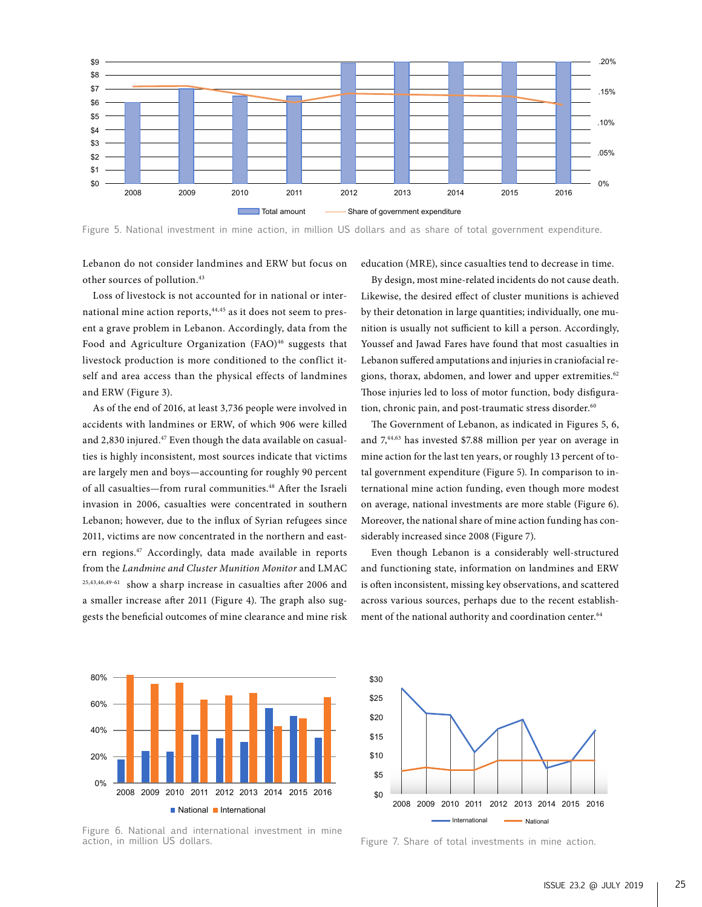Figure 5. National investment in mine action, in million US dollars and as share of total government expenditure.

Lebanon do not consider landmines and ERW but focus on other sources of pollution.[43]

Loss of livestock is not accounted for in national or international mine action reports,[44,45] as it does not seem to present a grave problem in Lebanon. Accordingly, data from the Food and Agriculture Organization (FAO)[46] suggests that livestock production is more conditioned to the conflict itself and area access than the physical effects of landmines and ERW (Figure 3).

As of the end of 2016, at least 3,736 people were involved in accidents with landmines or ERW, of which 906 were killed and 2,830 injured.[47] Even though the data available on casualties is highly inconsistent, most sources indicate that victims are largely men and boys—accounting for roughly 90 percent of all casualties—from rural communities.[48] After the Israeli invasion in 2006, casualties were concentrated in southern Lebanon; however, due to the influx of Syrian refugees since 2011, victims are now concentrated in the northern and eastern regions.[47] Accordingly, data made available in reports from the *Landmine and Cluster Munition Monitor* and LMAC [25,43,46,49-61] show a sharp increase in casualties after 2006 and a smaller increase after 2011 (Figure 4). The graph also suggests the beneficial outcomes of mine clearance and mine risk education (MRE), since casualties tend to decrease in time.

By design, most mine-related incidents do not cause death. Likewise, the desired effect of cluster munitions is achieved by their detonation in large quantities; individually, one munition is usually not sufficient to kill a person. Accordingly, Youssef and Jawad Fares have found that most casualties in Lebanon suffered amputations and injuries in craniofacial regions, thorax, abdomen, and lower and upper extremities.[62] Those injuries led to loss of motor function, body disfiguration, chronic pain, and post-traumatic stress disorder.[60]

The Government of Lebanon, as indicated in Figures 5, 6, and 7,[44,63] has invested $7.88 million per year on average in mine action for the last ten years, or roughly 13 percent of total government expenditure (Figure 5). In comparison to international mine action funding, even though more modest on average, national investments are more stable (Figure 6). Moreover, the national share of mine action funding has considerably increased since 2008 (Figure 7).

Even though Lebanon is a considerably well-structured and functioning state, information on landmines and ERW is often inconsistent, missing key observations, and scattered across various sources, perhaps due to the recent establishment of the national authority and coordination center.[64]

Figure 6. National and international investment in mine action, in million US dollars.

Figure 7. Share of total investments in mine action.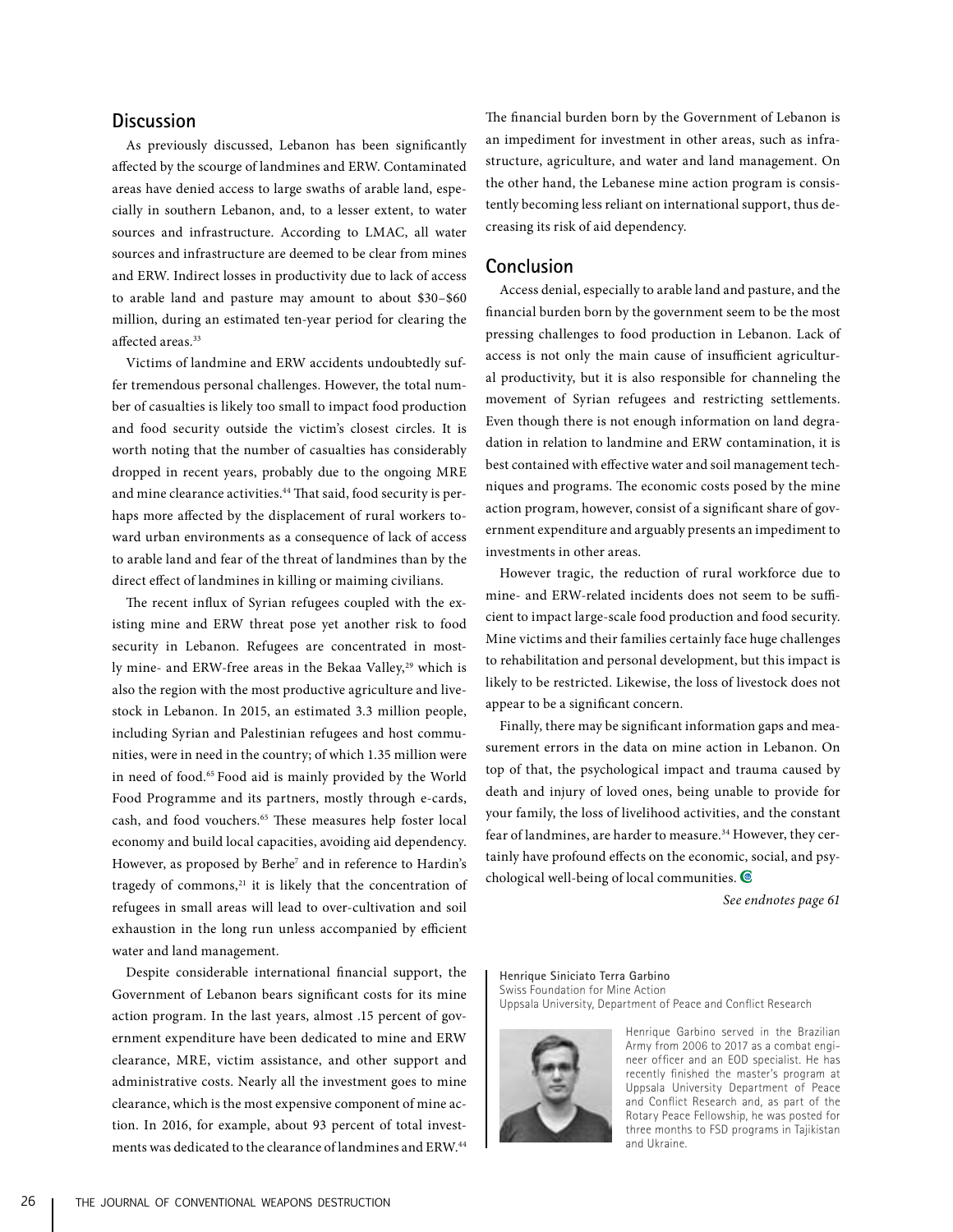## Discussion

As previously discussed, Lebanon has been significantly affected by the scourge of landmines and ERW. Contaminated areas have denied access to large swaths of arable land, especially in southern Lebanon, and, to a lesser extent, to water sources and infrastructure. According to LMAC, all water sources and infrastructure are deemed to be clear from mines and ERW. Indirect losses in productivity due to lack of access to arable land and pasture may amount to about \$30–\$60 million, during an estimated ten-year period for clearing the affected areas.[33]

Victims of landmine and ERW accidents undoubtedly suffer tremendous personal challenges. However, the total number of casualties is likely too small to impact food production and food security outside the victim's closest circles. It is worth noting that the number of casualties has considerably dropped in recent years, probably due to the ongoing MRE and mine clearance activities.[44] That said, food security is perhaps more affected by the displacement of rural workers toward urban environments as a consequence of lack of access to arable land and fear of the threat of landmines than by the direct effect of landmines in killing or maiming civilians.

The recent influx of Syrian refugees coupled with the existing mine and ERW threat pose yet another risk to food security in Lebanon. Refugees are concentrated in mostly mine- and ERW-free areas in the Bekaa Valley,[29] which is also the region with the most productive agriculture and livestock in Lebanon. In 2015, an estimated 3.3 million people, including Syrian and Palestinian refugees and host communities, were in need in the country; of which 1.35 million were in need of food.[65] Food aid is mainly provided by the World Food Programme and its partners, mostly through e-cards, cash, and food vouchers.[65] These measures help foster local economy and build local capacities, avoiding aid dependency. However, as proposed by Berhe[7] and in reference to Hardin's tragedy of commons,[21] it is likely that the concentration of refugees in small areas will lead to over-cultivation and soil exhaustion in the long run unless accompanied by efficient water and land management.

Despite considerable international financial support, the Government of Lebanon bears significant costs for its mine action program. In the last years, almost .15 percent of government expenditure have been dedicated to mine and ERW clearance, MRE, victim assistance, and other support and administrative costs. Nearly all the investment goes to mine clearance, which is the most expensive component of mine action. In 2016, for example, about 93 percent of total investments was dedicated to the clearance of landmines and ERW.[44]

The financial burden born by the Government of Lebanon is an impediment for investment in other areas, such as infrastructure, agriculture, and water and land management. On the other hand, the Lebanese mine action program is consistently becoming less reliant on international support, thus decreasing its risk of aid dependency.

## Conclusion

Access denial, especially to arable land and pasture, and the financial burden born by the government seem to be the most pressing challenges to food production in Lebanon. Lack of access is not only the main cause of insufficient agricultural productivity, but it is also responsible for channeling the movement of Syrian refugees and restricting settlements. Even though there is not enough information on land degradation in relation to landmine and ERW contamination, it is best contained with effective water and soil management techniques and programs. The economic costs posed by the mine action program, however, consist of a significant share of government expenditure and arguably presents an impediment to investments in other areas.

However tragic, the reduction of rural workforce due to mine- and ERW-related incidents does not seem to be sufficient to impact large-scale food production and food security. Mine victims and their families certainly face huge challenges to rehabilitation and personal development, but this impact is likely to be restricted. Likewise, the loss of livestock does not appear to be a significant concern.

Finally, there may be significant information gaps and measurement errors in the data on mine action in Lebanon. On top of that, the psychological impact and trauma caused by death and injury of loved ones, being unable to provide for your family, the loss of livelihood activities, and the constant fear of landmines, are harder to measure.[34] However, they certainly have profound effects on the economic, social, and psychological well-being of local communities.

*See endnotes page 61*

**Henrique Siniciato Terra Garbino**
Swiss Foundation for Mine Action
Uppsala University, Department of Peace and Conflict Research

Henrique Garbino served in the Brazilian Army from 2006 to 2017 as a combat engineer officer and an EOD specialist. He has recently finished the master's program at Uppsala University Department of Peace and Conflict Research and, as part of the Rotary Peace Fellowship, he was posted for three months to FSD programs in Tajikistan and Ukraine.